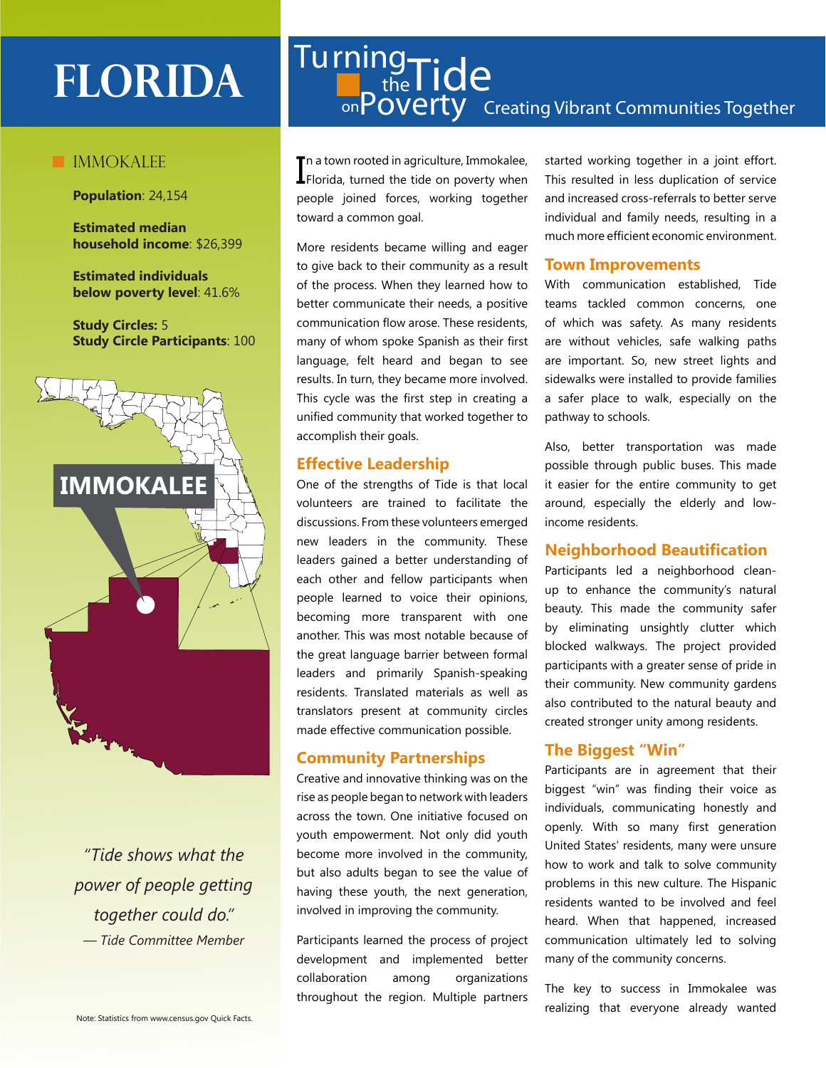# FLORIDA

# Turning the Tide on Poverty

Creating Vibrant Communities Together

## IMMOKALEE

**Population**: 24,154

**Estimated median household income**: $26,399

**Estimated individuals below poverty level**: 41.6%

**Study Circles:** 5
**Study Circle Participants**: 100

IMMOKALEE

*"Tide shows what the power of people getting together could do."*
*— Tide Committee Member*

Note: Statistics from www.census.gov Quick Facts.

In a town rooted in agriculture, Immokalee, Florida, turned the tide on poverty when people joined forces, working together toward a common goal.

More residents became willing and eager to give back to their community as a result of the process. When they learned how to better communicate their needs, a positive communication flow arose. These residents, many of whom spoke Spanish as their first language, felt heard and began to see results. In turn, they became more involved. This cycle was the first step in creating a unified community that worked together to accomplish their goals.

### Effective Leadership

One of the strengths of Tide is that local volunteers are trained to facilitate the discussions. From these volunteers emerged new leaders in the community. These leaders gained a better understanding of each other and fellow participants when people learned to voice their opinions, becoming more transparent with one another. This was most notable because of the great language barrier between formal leaders and primarily Spanish-speaking residents. Translated materials as well as translators present at community circles made effective communication possible.

### Community Partnerships

Creative and innovative thinking was on the rise as people began to network with leaders across the town. One initiative focused on youth empowerment. Not only did youth become more involved in the community, but also adults began to see the value of having these youth, the next generation, involved in improving the community.

Participants learned the process of project development and implemented better collaboration among organizations throughout the region. Multiple partners started working together in a joint effort. This resulted in less duplication of service and increased cross-referrals to better serve individual and family needs, resulting in a much more efficient economic environment.

### Town Improvements

With communication established, Tide teams tackled common concerns, one of which was safety. As many residents are without vehicles, safe walking paths are important. So, new street lights and sidewalks were installed to provide families a safer place to walk, especially on the pathway to schools.

Also, better transportation was made possible through public buses. This made it easier for the entire community to get around, especially the elderly and low-income residents.

### Neighborhood Beautification

Participants led a neighborhood clean-up to enhance the community's natural beauty. This made the community safer by eliminating unsightly clutter which blocked walkways. The project provided participants with a greater sense of pride in their community. New community gardens also contributed to the natural beauty and created stronger unity among residents.

### The Biggest "Win"

Participants are in agreement that their biggest "win" was finding their voice as individuals, communicating honestly and openly. With so many first generation United States' residents, many were unsure how to work and talk to solve community problems in this new culture. The Hispanic residents wanted to be involved and feel heard. When that happened, increased communication ultimately led to solving many of the community concerns.

The key to success in Immokalee was realizing that everyone already wanted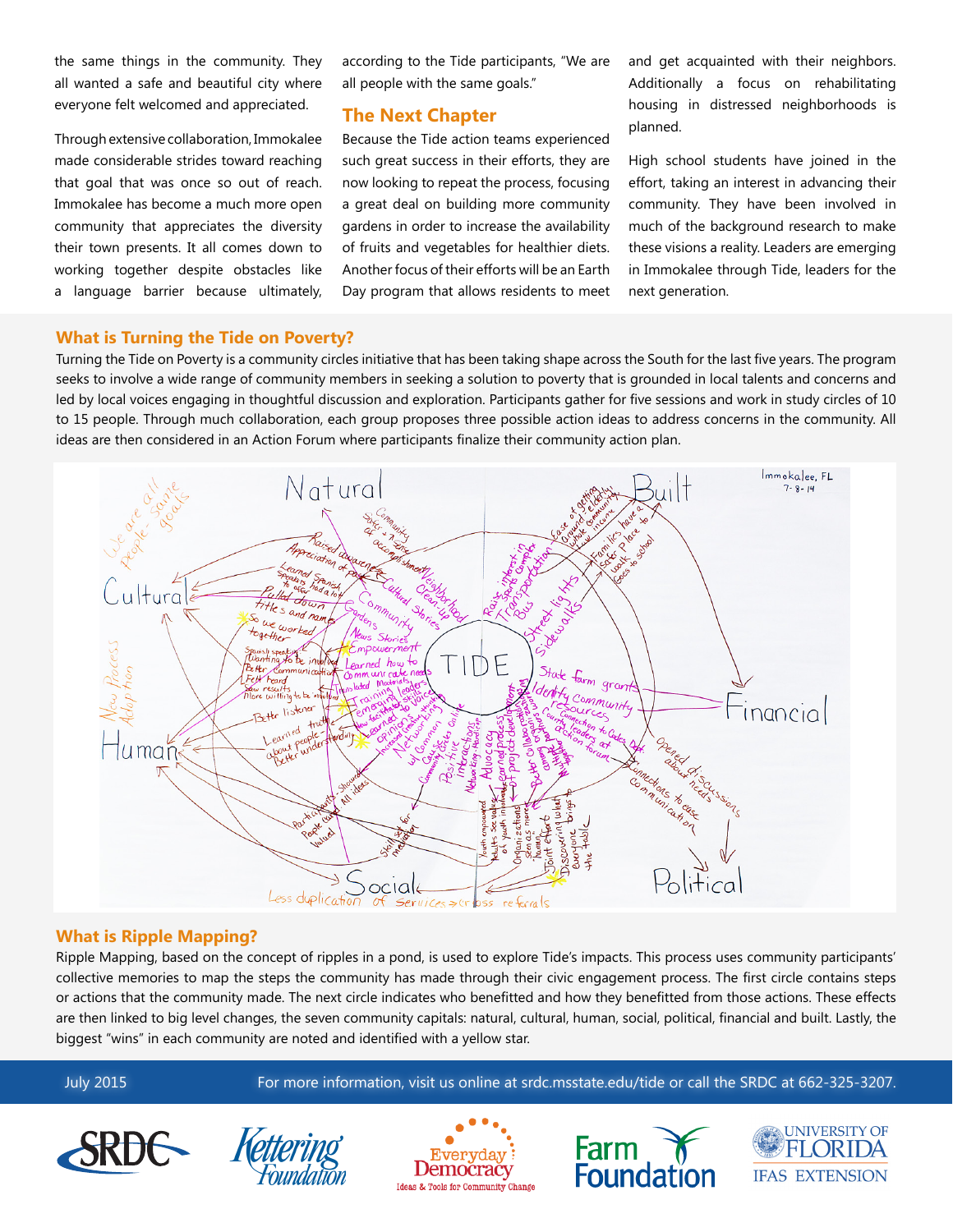the same things in the community. They all wanted a safe and beautiful city where everyone felt welcomed and appreciated.

Through extensive collaboration, Immokalee made considerable strides toward reaching that goal that was once so out of reach. Immokalee has become a much more open community that appreciates the diversity their town presents. It all comes down to working together despite obstacles like a language barrier because ultimately, according to the Tide participants, "We are all people with the same goals."

## The Next Chapter

Because the Tide action teams experienced such great success in their efforts, they are now looking to repeat the process, focusing a great deal on building more community gardens in order to increase the availability of fruits and vegetables for healthier diets. Another focus of their efforts will be an Earth Day program that allows residents to meet and get acquainted with their neighbors. Additionally a focus on rehabilitating housing in distressed neighborhoods is planned.

High school students have joined in the effort, taking an interest in advancing their community. They have been involved in much of the background research to make these visions a reality. Leaders are emerging in Immokalee through Tide, leaders for the next generation.

## What is Turning the Tide on Poverty?

Turning the Tide on Poverty is a community circles initiative that has been taking shape across the South for the last five years. The program seeks to involve a wide range of community members in seeking a solution to poverty that is grounded in local talents and concerns and led by local voices engaging in thoughtful discussion and exploration. Participants gather for five sessions and work in study circles of 10 to 15 people. Through much collaboration, each group proposes three possible action ideas to address concerns in the community. All ideas are then considered in an Action Forum where participants finalize their community action plan.

Immokalee, FL
7-8-14

TIDE

Natural

Built

Cultural

Human

Social

Financial

Political

## What is Ripple Mapping?

Ripple Mapping, based on the concept of ripples in a pond, is used to explore Tide's impacts. This process uses community participants' collective memories to map the steps the community has made through their civic engagement process. The first circle contains steps or actions that the community made. The next circle indicates who benefitted and how they benefitted from those actions. These effects are then linked to big level changes, the seven community capitals: natural, cultural, human, social, political, financial and built. Lastly, the biggest "wins" in each community are noted and identified with a yellow star.

July 2015

For more information, visit us online at srdc.msstate.edu/tide or call the SRDC at 662-325-3207.